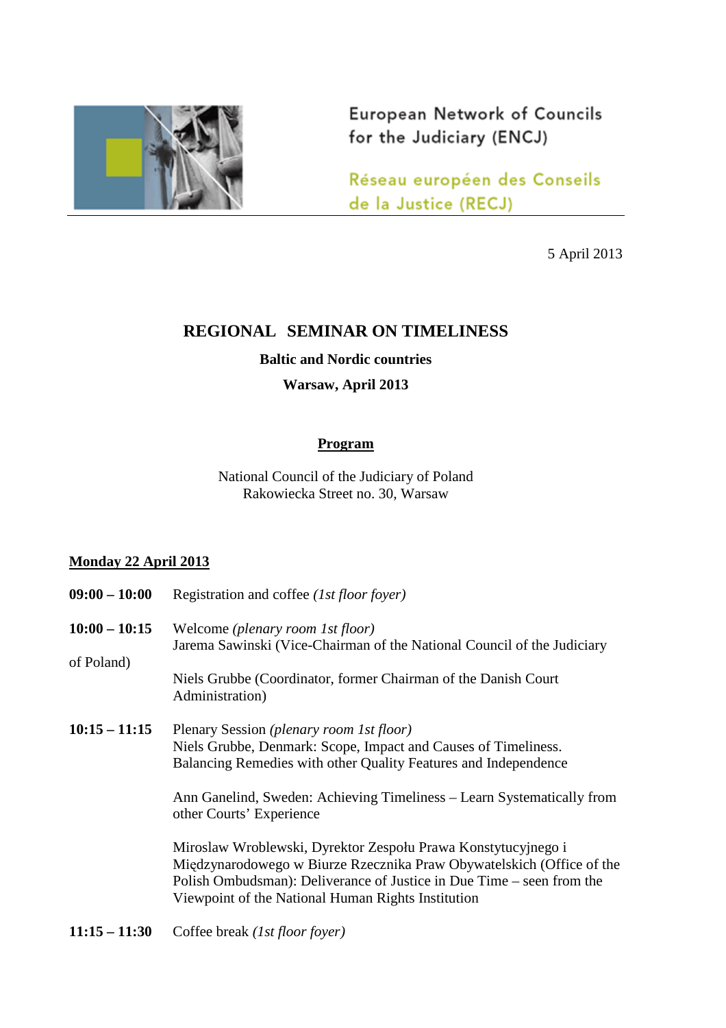European Network of Councils for the Judiciary (ENCJ)

Réseau européen des Conseils de la Justice (RECJ)

5 April 2013

# REGIONAL SEMINAR ON TIMELINESS

**Baltic and Nordic countries**

**Warsaw, April 2013**

## Program

National Council of the Judiciary of Poland
Rakowiecka Street no. 30, Warsaw

### Monday 22 April 2013

**09:00 – 10:00** Registration and coffee *(1st floor foyer)*

**10:00 – 10:15** Welcome *(plenary room 1st floor)*
Jarema Sawinski (Vice-Chairman of the National Council of the Judiciary of Poland)

Niels Grubbe (Coordinator, former Chairman of the Danish Court Administration)

**10:15 – 11:15** Plenary Session *(plenary room 1st floor)*
Niels Grubbe, Denmark: Scope, Impact and Causes of Timeliness. Balancing Remedies with other Quality Features and Independence

Ann Ganelind, Sweden: Achieving Timeliness – Learn Systematically from other Courts' Experience

Miroslaw Wroblewski, Dyrektor Zespołu Prawa Konstytucyjnego i Międzynarodowego w Biurze Rzecznika Praw Obywatelskich (Office of the Polish Ombudsman): Deliverance of Justice in Due Time – seen from the Viewpoint of the National Human Rights Institution

**11:15 – 11:30** Coffee break *(1st floor foyer)*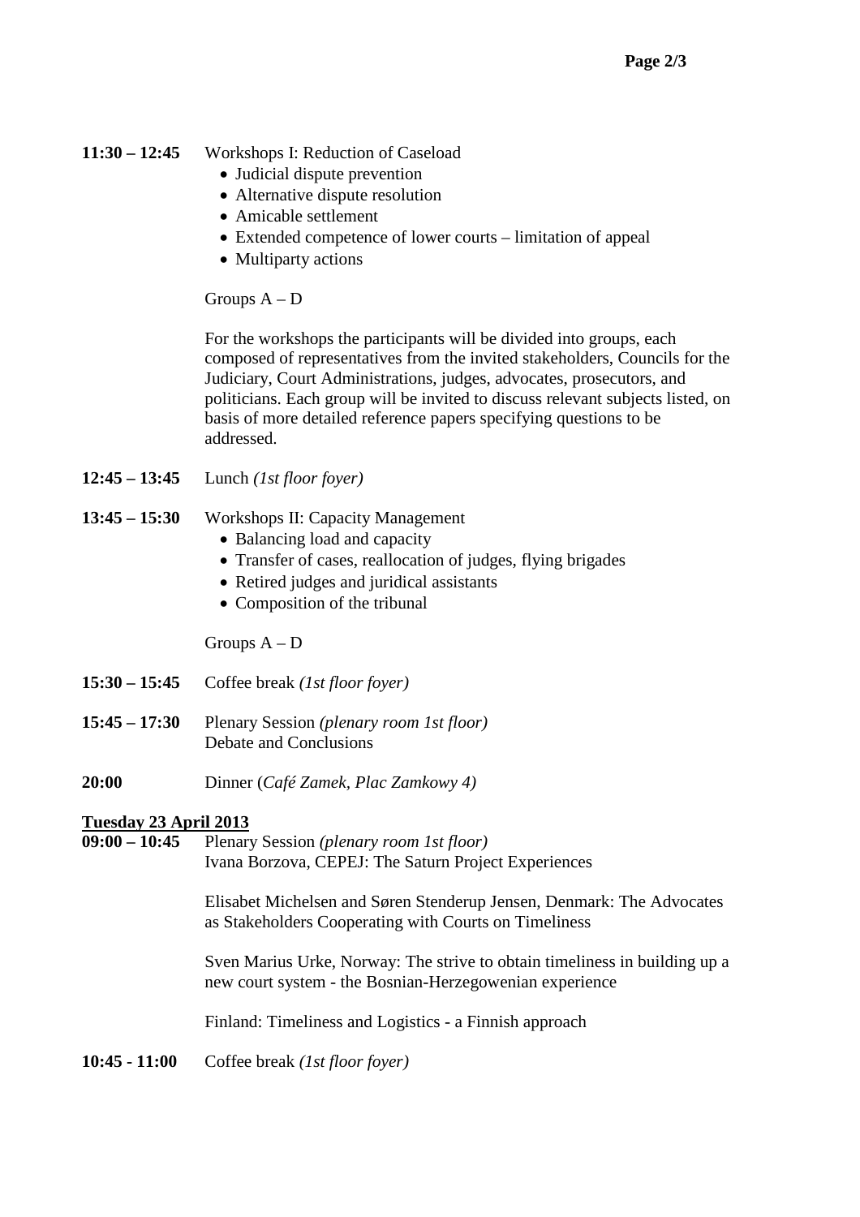**11:30 – 12:45** Workshops I: Reduction of Caseload

- Judicial dispute prevention
- Alternative dispute resolution
- Amicable settlement
- Extended competence of lower courts – limitation of appeal
- Multiparty actions

Groups A – D

For the workshops the participants will be divided into groups, each composed of representatives from the invited stakeholders, Councils for the Judiciary, Court Administrations, judges, advocates, prosecutors, and politicians. Each group will be invited to discuss relevant subjects listed, on basis of more detailed reference papers specifying questions to be addressed.

**12:45 – 13:45** Lunch *(1st floor foyer)*

**13:45 – 15:30** Workshops II: Capacity Management

- Balancing load and capacity
- Transfer of cases, reallocation of judges, flying brigades
- Retired judges and juridical assistants
- Composition of the tribunal

Groups A – D

**15:30 – 15:45** Coffee break *(1st floor foyer)*

**15:45 – 17:30** Plenary Session *(plenary room 1st floor)*
Debate and Conclusions

**20:00** Dinner (*Café Zamek, Plac Zamkowy 4)*

**Tuesday 23 April 2013**

**09:00 – 10:45** Plenary Session *(plenary room 1st floor)*
Ivana Borzova, CEPEJ: The Saturn Project Experiences

Elisabet Michelsen and Søren Stenderup Jensen, Denmark: The Advocates as Stakeholders Cooperating with Courts on Timeliness

Sven Marius Urke, Norway: The strive to obtain timeliness in building up a new court system - the Bosnian-Herzegowenian experience

Finland: Timeliness and Logistics - a Finnish approach

**10:45 - 11:00** Coffee break *(1st floor foyer)*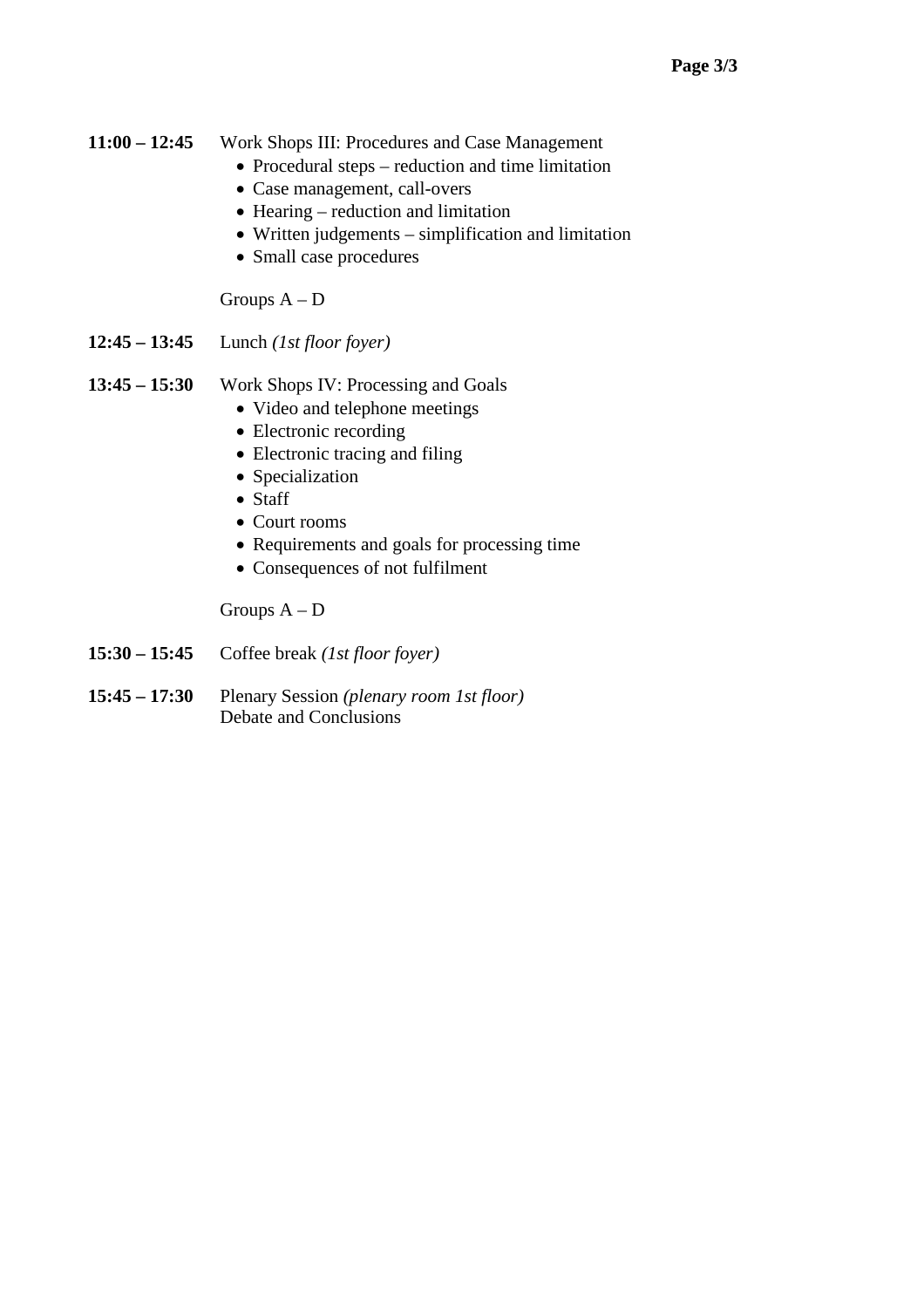**11:00 – 12:45** Work Shops III: Procedures and Case Management

- Procedural steps – reduction and time limitation
- Case management, call-overs
- Hearing – reduction and limitation
- Written judgements – simplification and limitation
- Small case procedures

Groups A – D

**12:45 – 13:45** Lunch *(1st floor foyer)*

**13:45 – 15:30** Work Shops IV: Processing and Goals

- Video and telephone meetings
- Electronic recording
- Electronic tracing and filing
- Specialization
- Staff
- Court rooms
- Requirements and goals for processing time
- Consequences of not fulfilment

Groups A – D

**15:30 – 15:45** Coffee break *(1st floor foyer)*

**15:45 – 17:30** Plenary Session *(plenary room 1st floor)*
Debate and Conclusions